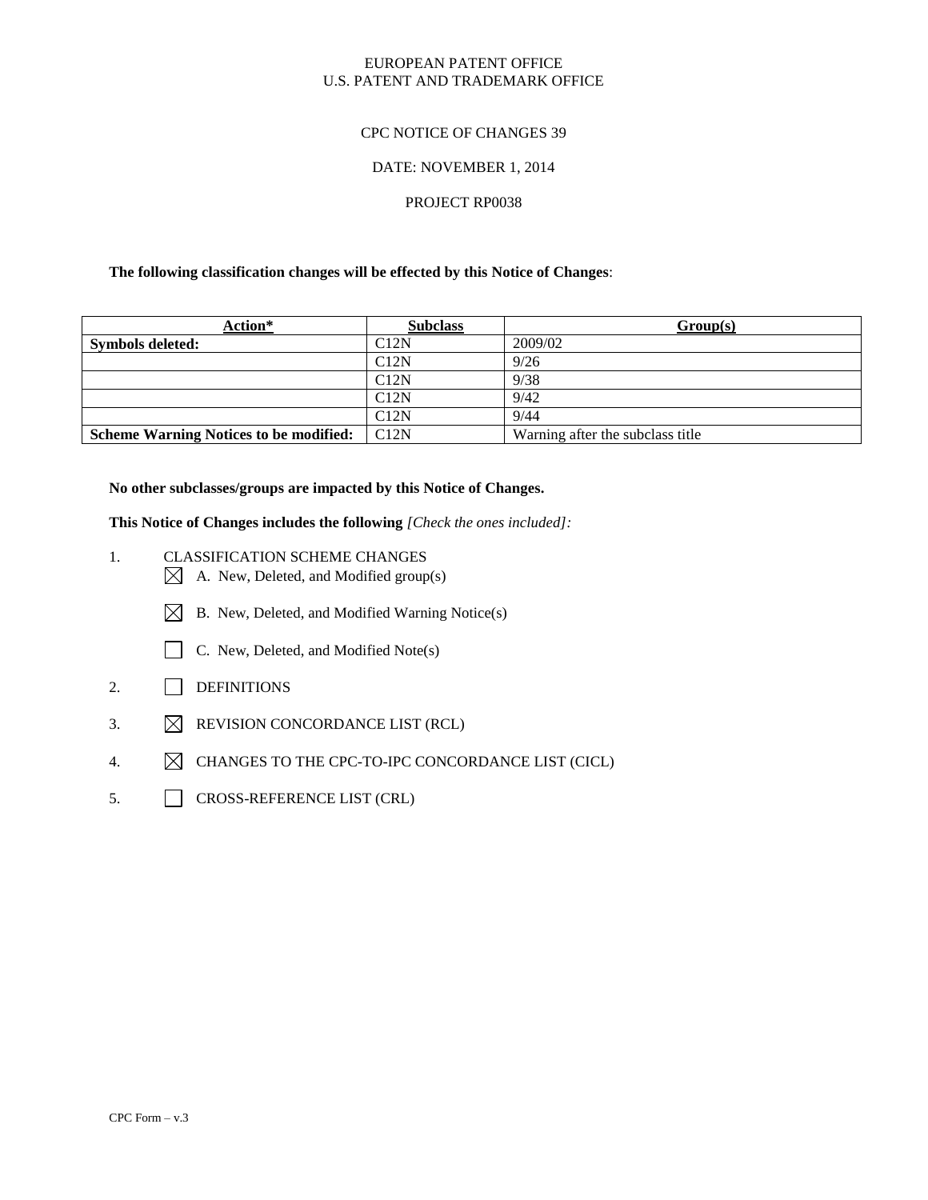EUROPEAN PATENT OFFICE
U.S. PATENT AND TRADEMARK OFFICE

CPC NOTICE OF CHANGES 39

DATE: NOVEMBER 1, 2014

PROJECT RP0038

**The following classification changes will be effected by this Notice of Changes**:

| Action* | Subclass | Group(s) |
|---|---|---|
| **Symbols deleted:** | C12N | 2009/02 |
| | C12N | 9/26 |
| | C12N | 9/38 |
| | C12N | 9/42 |
| | C12N | 9/44 |
| **Scheme Warning Notices to be modified:** | C12N | Warning after the subclass title |

**No other subclasses/groups are impacted by this Notice of Changes.**

**This Notice of Changes includes the following** *[Check the ones included]:*

1. CLASSIFICATION SCHEME CHANGES
   - ☒ A. New, Deleted, and Modified group(s)
   - ☒ B. New, Deleted, and Modified Warning Notice(s)
   - ☐ C. New, Deleted, and Modified Note(s)
2. ☐ DEFINITIONS
3. ☒ REVISION CONCORDANCE LIST (RCL)
4. ☒ CHANGES TO THE CPC-TO-IPC CONCORDANCE LIST (CICL)
5. ☐ CROSS-REFERENCE LIST (CRL)

CPC Form – v.3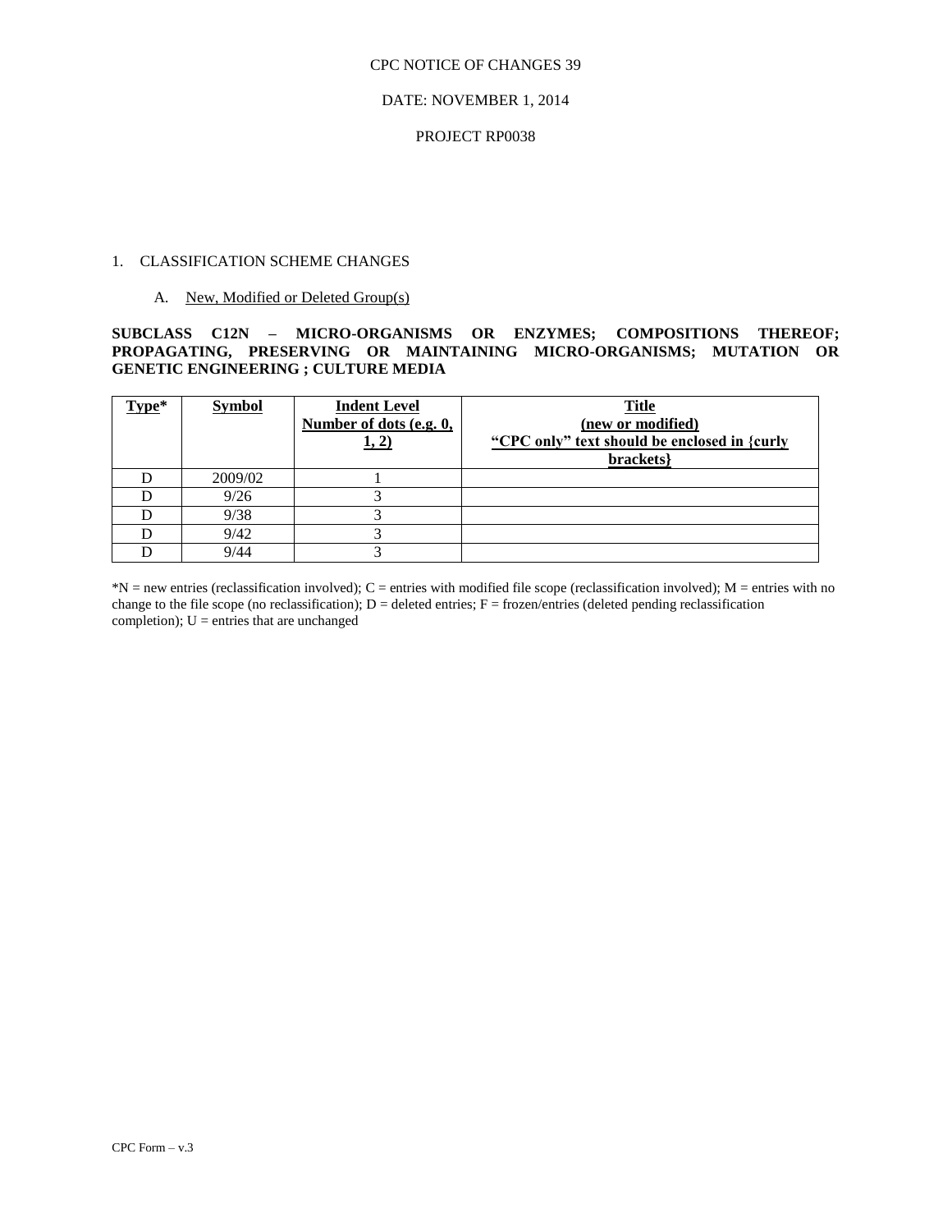CPC NOTICE OF CHANGES 39

DATE: NOVEMBER 1, 2014

PROJECT RP0038

1. CLASSIFICATION SCHEME CHANGES

   A. New, Modified or Deleted Group(s)

**SUBCLASS C12N – MICRO-ORGANISMS OR ENZYMES; COMPOSITIONS THEREOF; PROPAGATING, PRESERVING OR MAINTAINING MICRO-ORGANISMS; MUTATION OR GENETIC ENGINEERING ; CULTURE MEDIA**

| Type* | Symbol | Indent Level Number of dots (e.g. 0, 1, 2) | Title (new or modified) "CPC only" text should be enclosed in {curly brackets} |
|---|---|---|---|
| D | 2009/02 | 1 | |
| D | 9/26 | 3 | |
| D | 9/38 | 3 | |
| D | 9/42 | 3 | |
| D | 9/44 | 3 | |

*N = new entries (reclassification involved); C = entries with modified file scope (reclassification involved); M = entries with no change to the file scope (no reclassification); D = deleted entries; F = frozen/entries (deleted pending reclassification completion); U = entries that are unchanged

CPC Form – v.3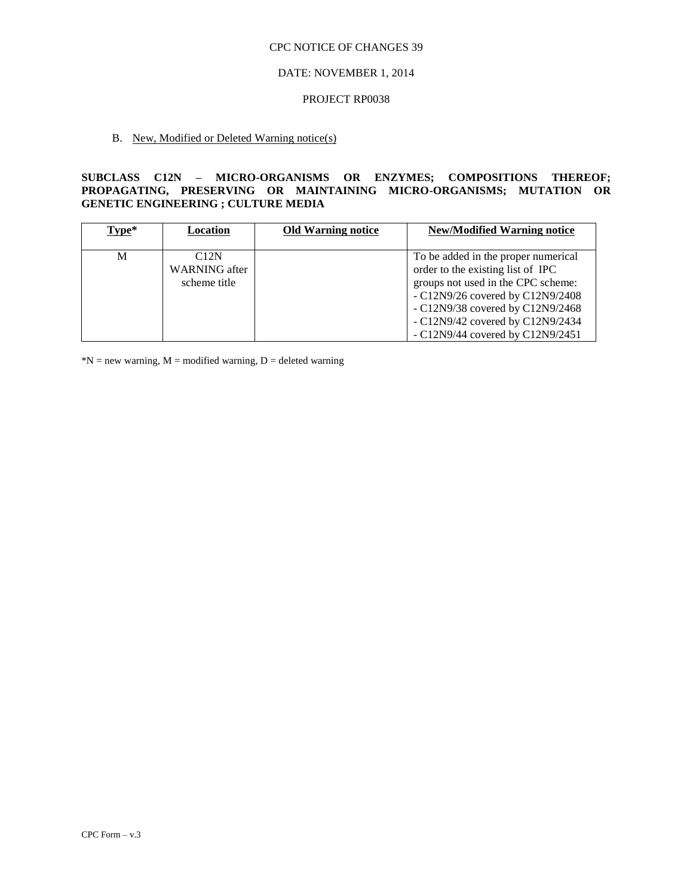CPC NOTICE OF CHANGES 39

DATE: NOVEMBER 1, 2014

PROJECT RP0038

B. New, Modified or Deleted Warning notice(s)

**SUBCLASS C12N – MICRO-ORGANISMS OR ENZYMES; COMPOSITIONS THEREOF; PROPAGATING, PRESERVING OR MAINTAINING MICRO-ORGANISMS; MUTATION OR GENETIC ENGINEERING ; CULTURE MEDIA**

| Type* | Location | Old Warning notice | New/Modified Warning notice |
|---|---|---|---|
| M | C12N WARNING after scheme title | | To be added in the proper numerical order to the existing list of IPC groups not used in the CPC scheme:<br>- C12N9/26 covered by C12N9/2408<br>- C12N9/38 covered by C12N9/2468<br>- C12N9/42 covered by C12N9/2434<br>- C12N9/44 covered by C12N9/2451 |

*N = new warning, M = modified warning, D = deleted warning

CPC Form – v.3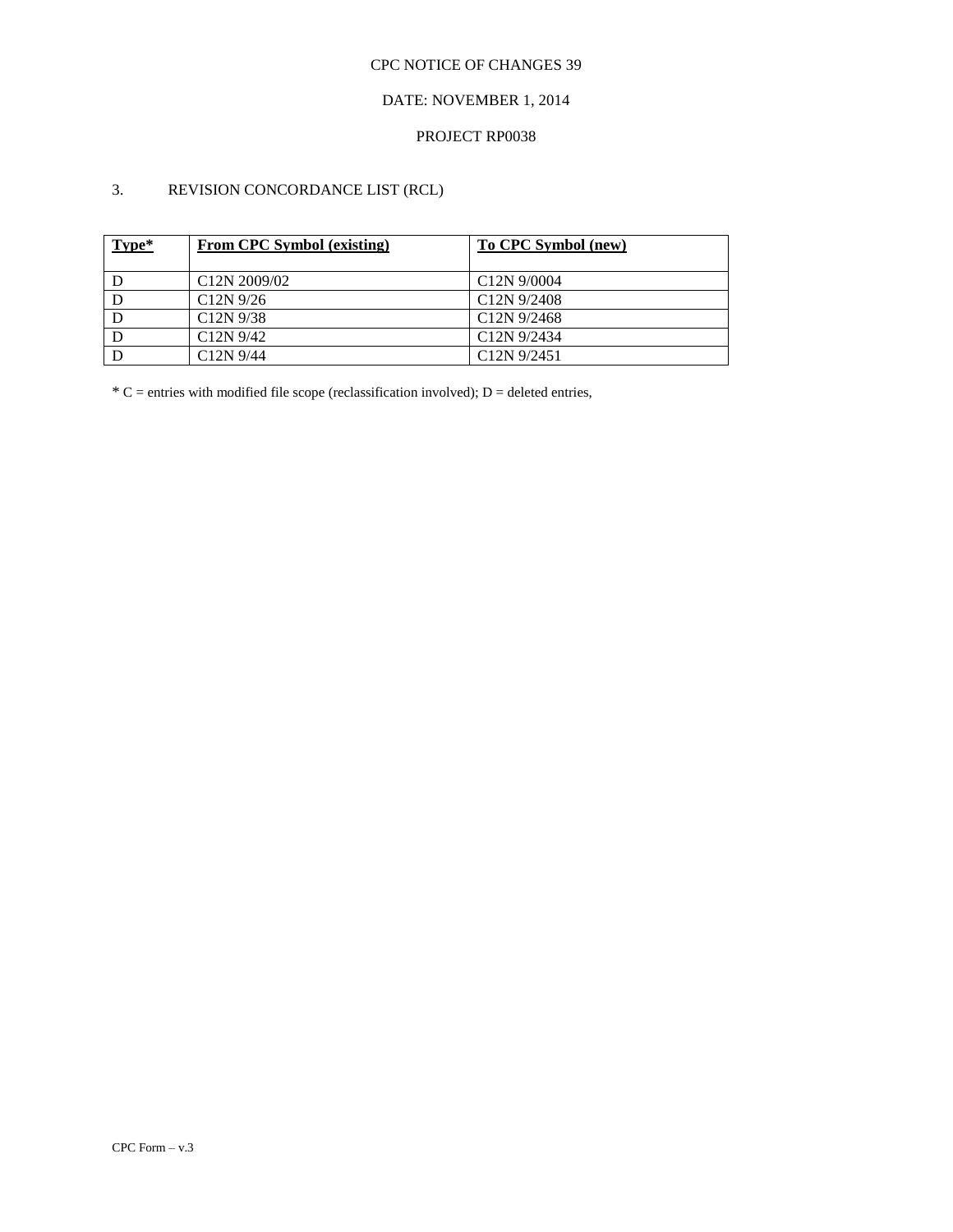CPC NOTICE OF CHANGES 39

DATE: NOVEMBER 1, 2014

PROJECT RP0038

3. REVISION CONCORDANCE LIST (RCL)

| **Type*** | **From CPC Symbol (existing)** | **To CPC Symbol (new)** |
| --- | --- | --- |
| D | C12N 2009/02 | C12N 9/0004 |
| D | C12N 9/26 | C12N 9/2408 |
| D | C12N 9/38 | C12N 9/2468 |
| D | C12N 9/42 | C12N 9/2434 |
| D | C12N 9/44 | C12N 9/2451 |

* C = entries with modified file scope (reclassification involved); D = deleted entries,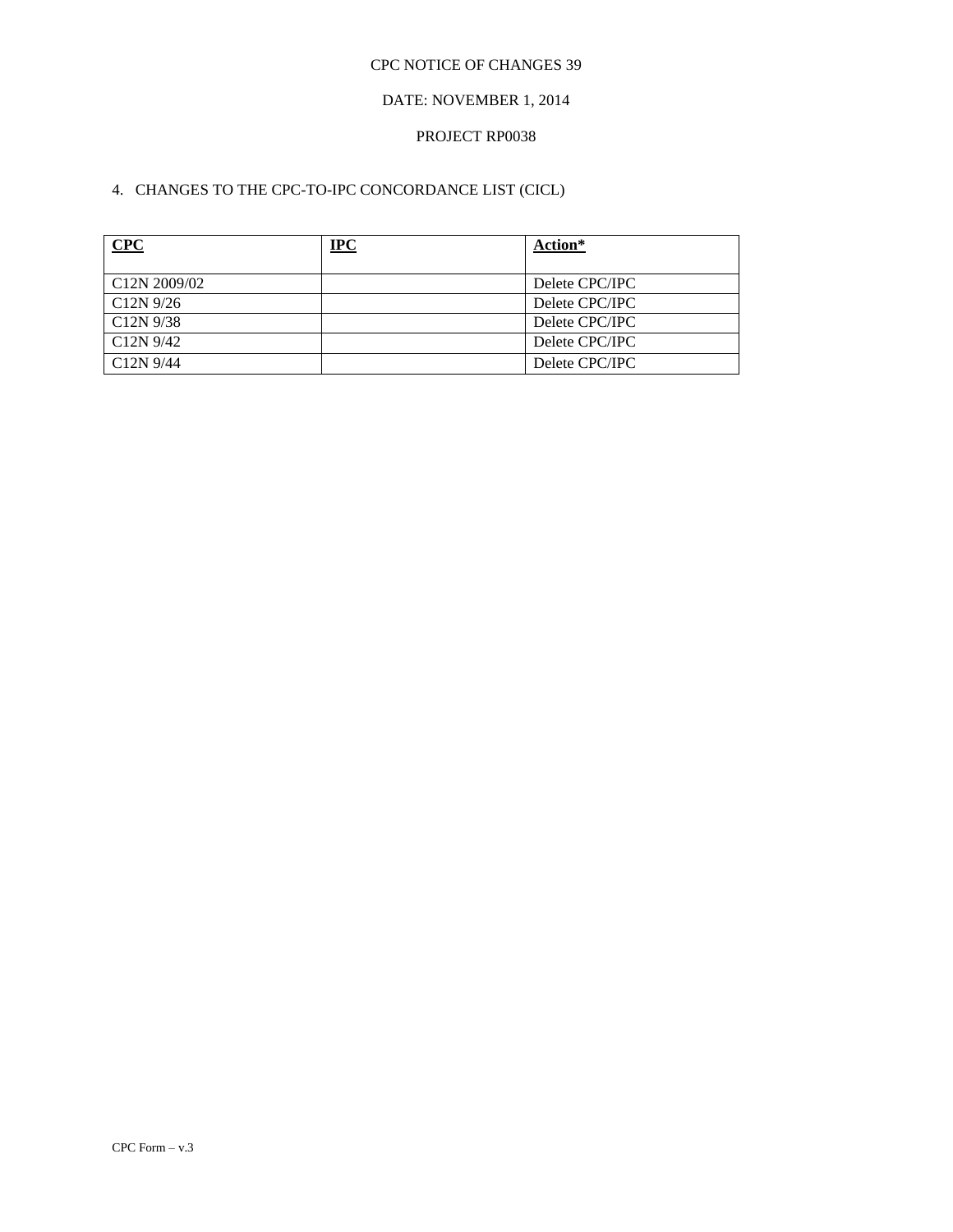CPC NOTICE OF CHANGES 39

DATE: NOVEMBER 1, 2014

PROJECT RP0038

4. CHANGES TO THE CPC-TO-IPC CONCORDANCE LIST (CICL)

| **CPC** | **IPC** | **Action*** |
|---|---|---|
| C12N 2009/02 | | Delete CPC/IPC |
| C12N 9/26 | | Delete CPC/IPC |
| C12N 9/38 | | Delete CPC/IPC |
| C12N 9/42 | | Delete CPC/IPC |
| C12N 9/44 | | Delete CPC/IPC |

CPC Form – v.3